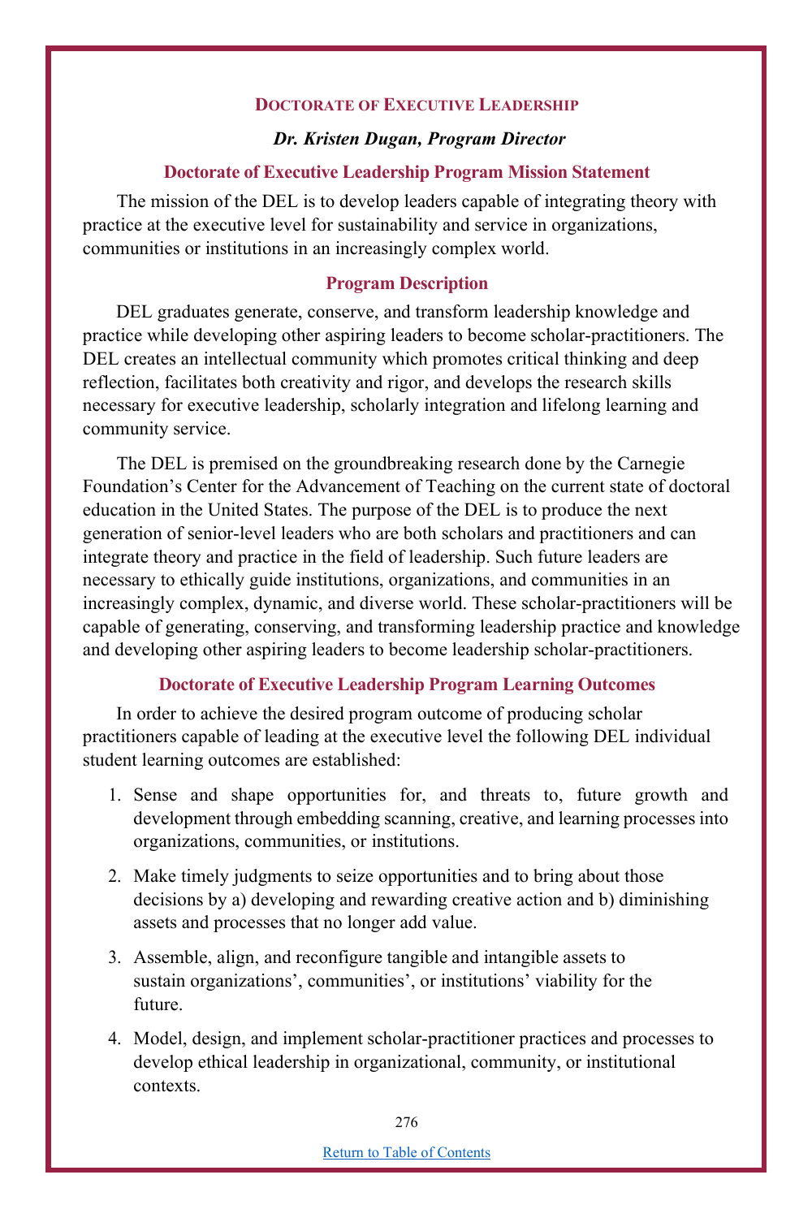## Doctorate of Executive Leadership

***Dr. Kristen Dugan, Program Director***

### Doctorate of Executive Leadership Program Mission Statement

The mission of the DEL is to develop leaders capable of integrating theory with practice at the executive level for sustainability and service in organizations, communities or institutions in an increasingly complex world.

### Program Description

DEL graduates generate, conserve, and transform leadership knowledge and practice while developing other aspiring leaders to become scholar-practitioners. The DEL creates an intellectual community which promotes critical thinking and deep reflection, facilitates both creativity and rigor, and develops the research skills necessary for executive leadership, scholarly integration and lifelong learning and community service.

The DEL is premised on the groundbreaking research done by the Carnegie Foundation's Center for the Advancement of Teaching on the current state of doctoral education in the United States. The purpose of the DEL is to produce the next generation of senior-level leaders who are both scholars and practitioners and can integrate theory and practice in the field of leadership. Such future leaders are necessary to ethically guide institutions, organizations, and communities in an increasingly complex, dynamic, and diverse world. These scholar-practitioners will be capable of generating, conserving, and transforming leadership practice and knowledge and developing other aspiring leaders to become leadership scholar-practitioners.

### Doctorate of Executive Leadership Program Learning Outcomes

In order to achieve the desired program outcome of producing scholar practitioners capable of leading at the executive level the following DEL individual student learning outcomes are established:

1. Sense and shape opportunities for, and threats to, future growth and development through embedding scanning, creative, and learning processes into organizations, communities, or institutions.
2. Make timely judgments to seize opportunities and to bring about those decisions by a) developing and rewarding creative action and b) diminishing assets and processes that no longer add value.
3. Assemble, align, and reconfigure tangible and intangible assets to sustain organizations', communities', or institutions' viability for the future.
4. Model, design, and implement scholar-practitioner practices and processes to develop ethical leadership in organizational, community, or institutional contexts.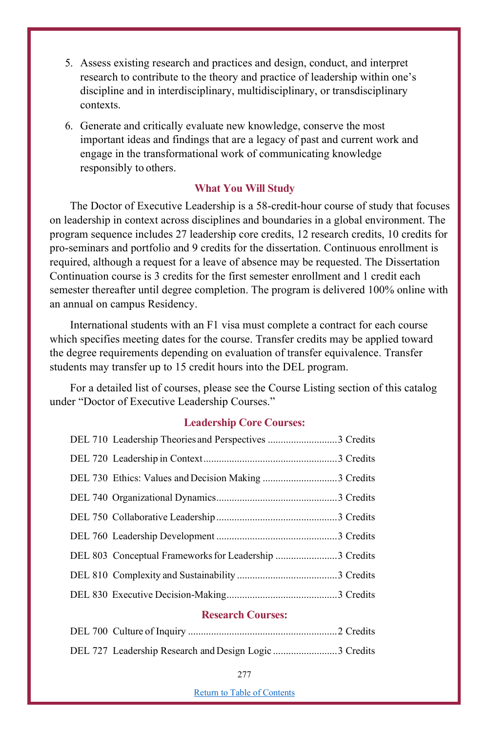5. Assess existing research and practices and design, conduct, and interpret research to contribute to the theory and practice of leadership within one's discipline and in interdisciplinary, multidisciplinary, or transdisciplinary contexts.

6. Generate and critically evaluate new knowledge, conserve the most important ideas and findings that are a legacy of past and current work and engage in the transformational work of communicating knowledge responsibly to others.

### What You Will Study

The Doctor of Executive Leadership is a 58-credit-hour course of study that focuses on leadership in context across disciplines and boundaries in a global environment. The program sequence includes 27 leadership core credits, 12 research credits, 10 credits for pro-seminars and portfolio and 9 credits for the dissertation. Continuous enrollment is required, although a request for a leave of absence may be requested. The Dissertation Continuation course is 3 credits for the first semester enrollment and 1 credit each semester thereafter until degree completion. The program is delivered 100% online with an annual on campus Residency.

International students with an F1 visa must complete a contract for each course which specifies meeting dates for the course. Transfer credits may be applied toward the degree requirements depending on evaluation of transfer equivalence. Transfer students may transfer up to 15 credit hours into the DEL program.

For a detailed list of courses, please see the Course Listing section of this catalog under "Doctor of Executive Leadership Courses."

### Leadership Core Courses:

DEL 710 Leadership Theories and Perspectives ........................... 3 Credits

DEL 720 Leadership in Context .................................................... 3 Credits

DEL 730 Ethics: Values and Decision Making ............................. 3 Credits

DEL 740 Organizational Dynamics ............................................... 3 Credits

DEL 750 Collaborative Leadership ............................................... 3 Credits

DEL 760 Leadership Development ............................................... 3 Credits

DEL 803 Conceptual Frameworks for Leadership ........................ 3 Credits

DEL 810 Complexity and Sustainability ....................................... 3 Credits

DEL 830 Executive Decision-Making ........................................... 3 Credits

### Research Courses:

DEL 700 Culture of Inquiry .......................................................... 2 Credits

DEL 727 Leadership Research and Design Logic ......................... 3 Credits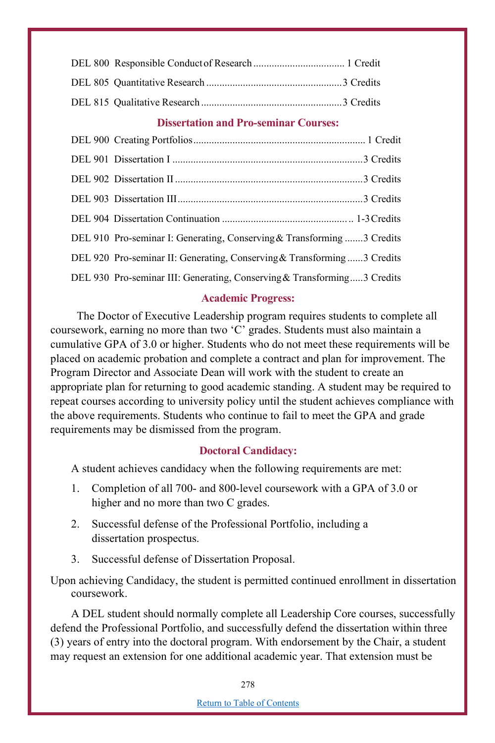DEL 800 Responsible Conduct of Research .................................. 1 Credit

DEL 805 Quantitative Research ...................................................3 Credits

DEL 815 Qualitative Research .....................................................3 Credits

### Dissertation and Pro-seminar Courses:

DEL 900 Creating Portfolios................................................................. 1 Credit

DEL 901 Dissertation I ........................................................................3 Credits

DEL 902 Dissertation II .......................................................................3 Credits

DEL 903 Dissertation III......................................................................3 Credits

DEL 904 Dissertation Continuation ................................................ .. 1-3 Credits

DEL 910 Pro-seminar I: Generating, Conserving & Transforming .......3 Credits

DEL 920 Pro-seminar II: Generating, Conserving & Transforming ......3 Credits

DEL 930 Pro-seminar III: Generating, Conserving & Transforming.....3 Credits

### Academic Progress:

The Doctor of Executive Leadership program requires students to complete all coursework, earning no more than two 'C' grades. Students must also maintain a cumulative GPA of 3.0 or higher. Students who do not meet these requirements will be placed on academic probation and complete a contract and plan for improvement. The Program Director and Associate Dean will work with the student to create an appropriate plan for returning to good academic standing. A student may be required to repeat courses according to university policy until the student achieves compliance with the above requirements. Students who continue to fail to meet the GPA and grade requirements may be dismissed from the program.

### Doctoral Candidacy:

A student achieves candidacy when the following requirements are met:

1. Completion of all 700- and 800-level coursework with a GPA of 3.0 or higher and no more than two C grades.
2. Successful defense of the Professional Portfolio, including a dissertation prospectus.
3. Successful defense of Dissertation Proposal.

Upon achieving Candidacy, the student is permitted continued enrollment in dissertation coursework.

A DEL student should normally complete all Leadership Core courses, successfully defend the Professional Portfolio, and successfully defend the dissertation within three (3) years of entry into the doctoral program. With endorsement by the Chair, a student may request an extension for one additional academic year. That extension must be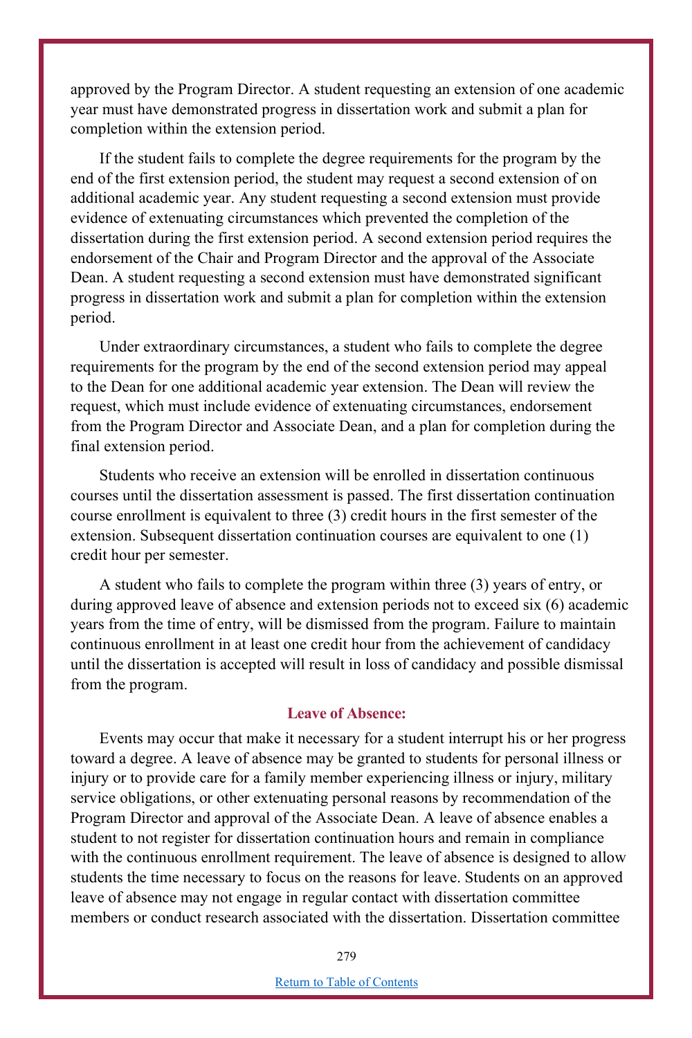approved by the Program Director. A student requesting an extension of one academic year must have demonstrated progress in dissertation work and submit a plan for completion within the extension period.

If the student fails to complete the degree requirements for the program by the end of the first extension period, the student may request a second extension of on additional academic year. Any student requesting a second extension must provide evidence of extenuating circumstances which prevented the completion of the dissertation during the first extension period. A second extension period requires the endorsement of the Chair and Program Director and the approval of the Associate Dean. A student requesting a second extension must have demonstrated significant progress in dissertation work and submit a plan for completion within the extension period.

Under extraordinary circumstances, a student who fails to complete the degree requirements for the program by the end of the second extension period may appeal to the Dean for one additional academic year extension. The Dean will review the request, which must include evidence of extenuating circumstances, endorsement from the Program Director and Associate Dean, and a plan for completion during the final extension period.

Students who receive an extension will be enrolled in dissertation continuous courses until the dissertation assessment is passed. The first dissertation continuation course enrollment is equivalent to three (3) credit hours in the first semester of the extension. Subsequent dissertation continuation courses are equivalent to one (1) credit hour per semester.

A student who fails to complete the program within three (3) years of entry, or during approved leave of absence and extension periods not to exceed six (6) academic years from the time of entry, will be dismissed from the program. Failure to maintain continuous enrollment in at least one credit hour from the achievement of candidacy until the dissertation is accepted will result in loss of candidacy and possible dismissal from the program.

### Leave of Absence:

Events may occur that make it necessary for a student interrupt his or her progress toward a degree. A leave of absence may be granted to students for personal illness or injury or to provide care for a family member experiencing illness or injury, military service obligations, or other extenuating personal reasons by recommendation of the Program Director and approval of the Associate Dean. A leave of absence enables a student to not register for dissertation continuation hours and remain in compliance with the continuous enrollment requirement. The leave of absence is designed to allow students the time necessary to focus on the reasons for leave. Students on an approved leave of absence may not engage in regular contact with dissertation committee members or conduct research associated with the dissertation. Dissertation committee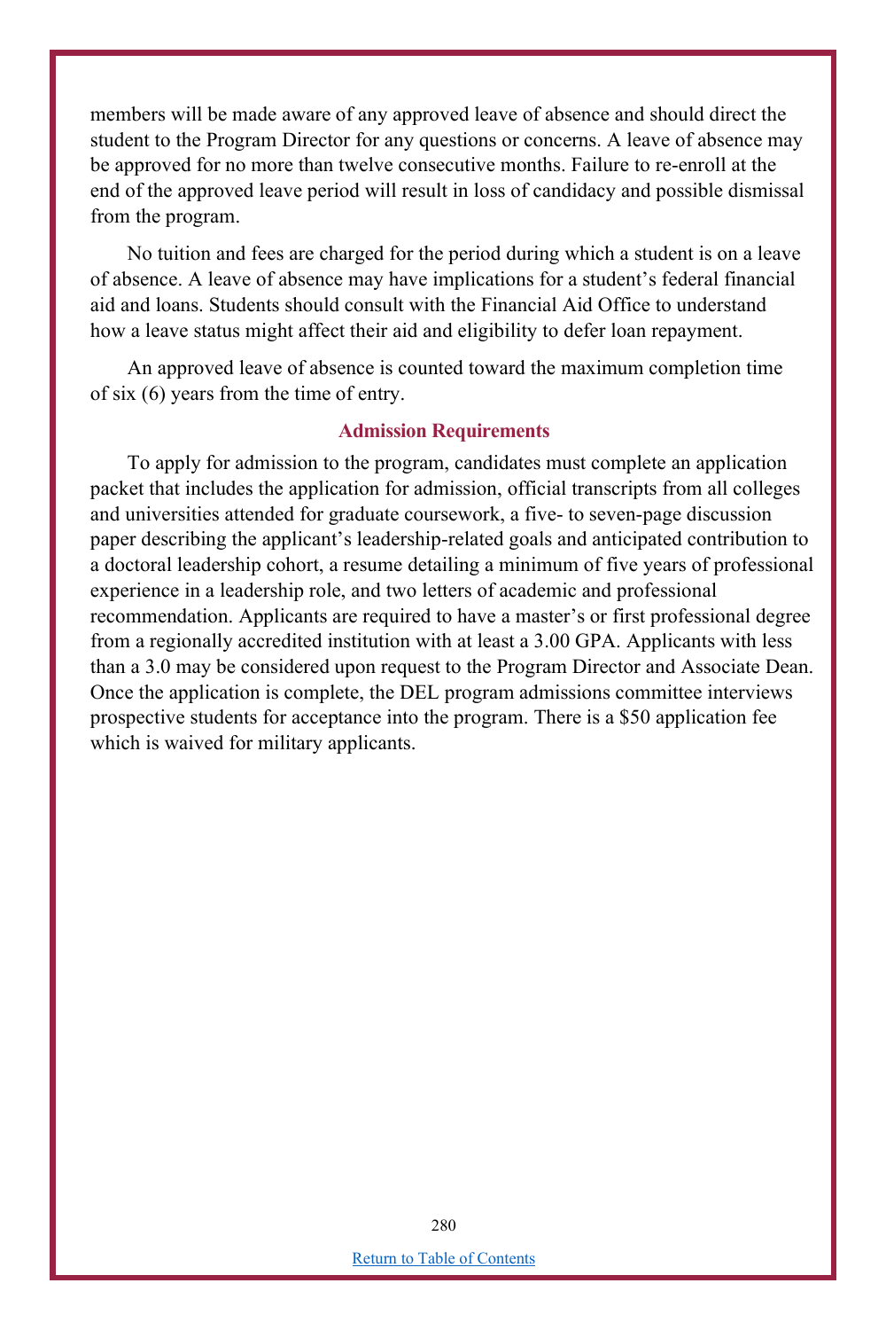members will be made aware of any approved leave of absence and should direct the student to the Program Director for any questions or concerns. A leave of absence may be approved for no more than twelve consecutive months. Failure to re-enroll at the end of the approved leave period will result in loss of candidacy and possible dismissal from the program.

No tuition and fees are charged for the period during which a student is on a leave of absence. A leave of absence may have implications for a student's federal financial aid and loans. Students should consult with the Financial Aid Office to understand how a leave status might affect their aid and eligibility to defer loan repayment.

An approved leave of absence is counted toward the maximum completion time of six (6) years from the time of entry.

### Admission Requirements

To apply for admission to the program, candidates must complete an application packet that includes the application for admission, official transcripts from all colleges and universities attended for graduate coursework, a five- to seven-page discussion paper describing the applicant's leadership-related goals and anticipated contribution to a doctoral leadership cohort, a resume detailing a minimum of five years of professional experience in a leadership role, and two letters of academic and professional recommendation. Applicants are required to have a master's or first professional degree from a regionally accredited institution with at least a 3.00 GPA. Applicants with less than a 3.0 may be considered upon request to the Program Director and Associate Dean. Once the application is complete, the DEL program admissions committee interviews prospective students for acceptance into the program. There is a $50 application fee which is waived for military applicants.